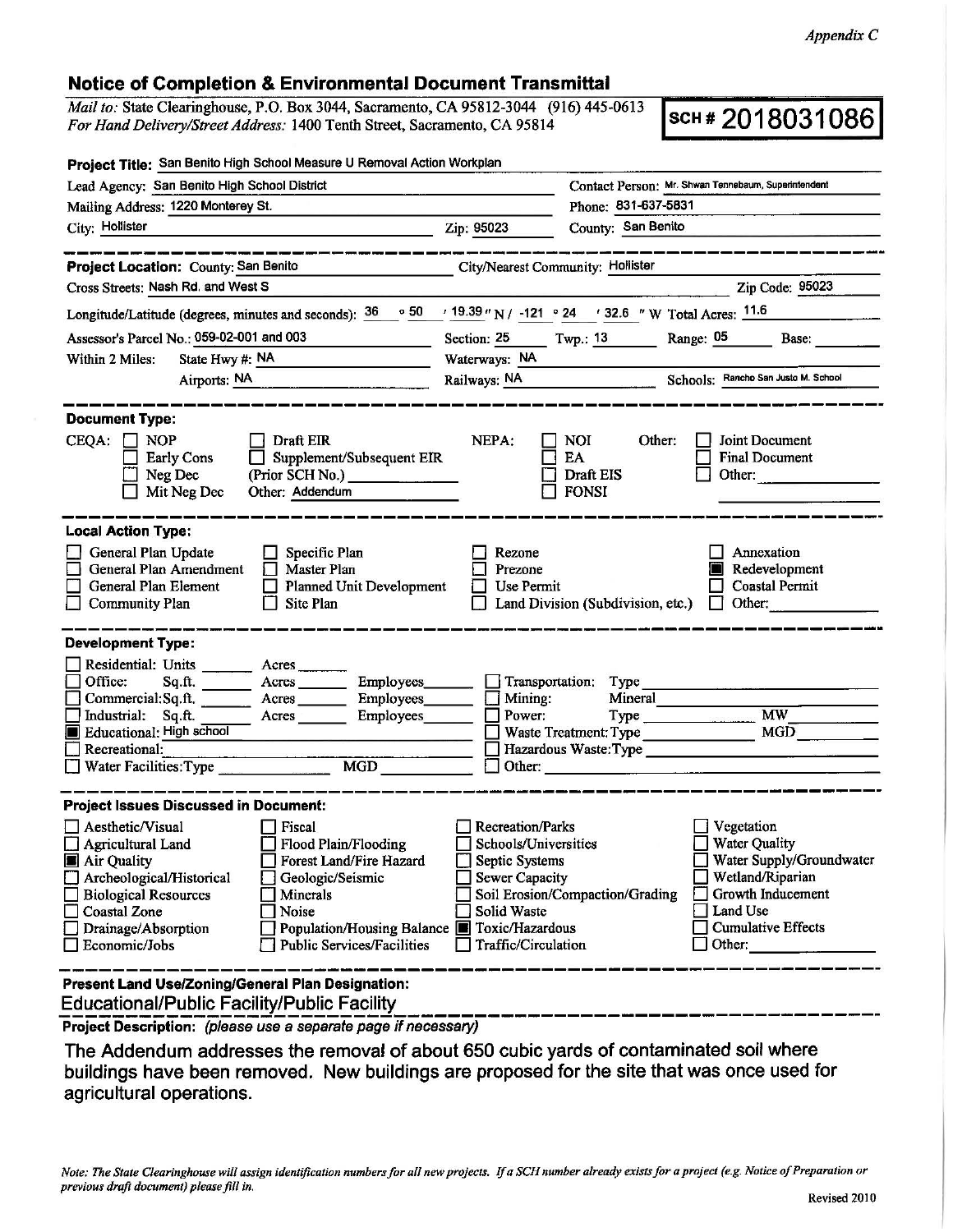*Appendix C*

## Notice of Completion & Environmental Document Transmittal

*Mail to:* State Clearinghouse, P.O. Box 3044, Sacramento, CA 95812-3044 (916) 445-0613
*For Hand Delivery/Street Address:* 1400 Tenth Street, Sacramento, CA 95814

**SCH # 2018031086**

**Project Title:** San Benito High School Measure U Removal Action Workplan

Lead Agency: San Benito High School District
Contact Person: Mr. Shwan Tennebaum, Superintendent
Mailing Address: 1220 Monterey St.
Phone: 831-637-5831
City: Hollister
Zip: 95023
County: San Benito

**Project Location:** County: San Benito
City/Nearest Community: Hollister
Cross Streets: Nash Rd. and West S
Zip Code: 95023
Longitude/Latitude (degrees, minutes and seconds): 36 ° 50 ′ 19.39 ″ N / -121 ° 24 ′ 32.6 ″ W Total Acres: 11.6
Assessor's Parcel No.: 059-02-001 and 003
Section: 25 Twp.: 13 Range: 05 Base:
Within 2 Miles: State Hwy #: NA
Waterways: NA
Airports: NA
Railways: NA
Schools: Rancho San Justo M. School

**Document Type:**

CEQA: ☐ NOP ☐ Early Cons ☐ Neg Dec ☐ Mit Neg Dec ☐ Draft EIR ☐ Supplement/Subsequent EIR (Prior SCH No.) ______ Other: Addendum

NEPA: ☐ NOI ☐ EA ☐ Draft EIS ☐ FONSI

Other: ☐ Joint Document ☐ Final Document ☐ Other: ______

**Local Action Type:**

☐ General Plan Update ☐ General Plan Amendment ☐ General Plan Element ☐ Community Plan ☐ Specific Plan ☐ Master Plan ☐ Planned Unit Development ☐ Site Plan ☐ Rezone ☐ Prezone ☐ Use Permit ☐ Land Division (Subdivision, etc.) ☐ Annexation ■ Redevelopment ☐ Coastal Permit ☐ Other: ______

**Development Type:**

☐ Residential: Units ______ Acres ______
☐ Office: Sq.ft. ______ Acres ______ Employees ______
☐ Commercial: Sq.ft. ______ Acres ______ Employees ______
☐ Industrial: Sq.ft. ______ Acres ______ Employees ______
■ Educational: High school
☐ Recreational: ______
☐ Water Facilities: Type ______ MGD ______
☐ Transportation: Type ______
☐ Mining: Mineral ______
☐ Power: Type ______ MW ______
☐ Waste Treatment: Type ______ MGD ______
☐ Hazardous Waste: Type ______
☐ Other: ______

**Project Issues Discussed in Document:**

☐ Aesthetic/Visual ☐ Agricultural Land ■ Air Quality ☐ Archeological/Historical ☐ Biological Resources ☐ Coastal Zone ☐ Drainage/Absorption ☐ Economic/Jobs ☐ Fiscal ☐ Flood Plain/Flooding ☐ Forest Land/Fire Hazard ☐ Geologic/Seismic ☐ Minerals ☐ Noise ☐ Population/Housing Balance ☐ Public Services/Facilities ☐ Recreation/Parks ☐ Schools/Universities ☐ Septic Systems ☐ Sewer Capacity ☐ Soil Erosion/Compaction/Grading ☐ Solid Waste ■ Toxic/Hazardous ☐ Traffic/Circulation ☐ Vegetation ☐ Water Quality ☐ Water Supply/Groundwater ☐ Wetland/Riparian ☐ Growth Inducement ☐ Land Use ☐ Cumulative Effects ☐ Other: ______

**Present Land Use/Zoning/General Plan Designation:**
Educational/Public Facility/Public Facility

**Project Description:** *(please use a separate page if necessary)*

The Addendum addresses the removal of about 650 cubic yards of contaminated soil where buildings have been removed. New buildings are proposed for the site that was once used for agricultural operations.

*Note: The State Clearinghouse will assign identification numbers for all new projects. If a SCH number already exists for a project (e.g. Notice of Preparation or previous draft document) please fill in.*

Revised 2010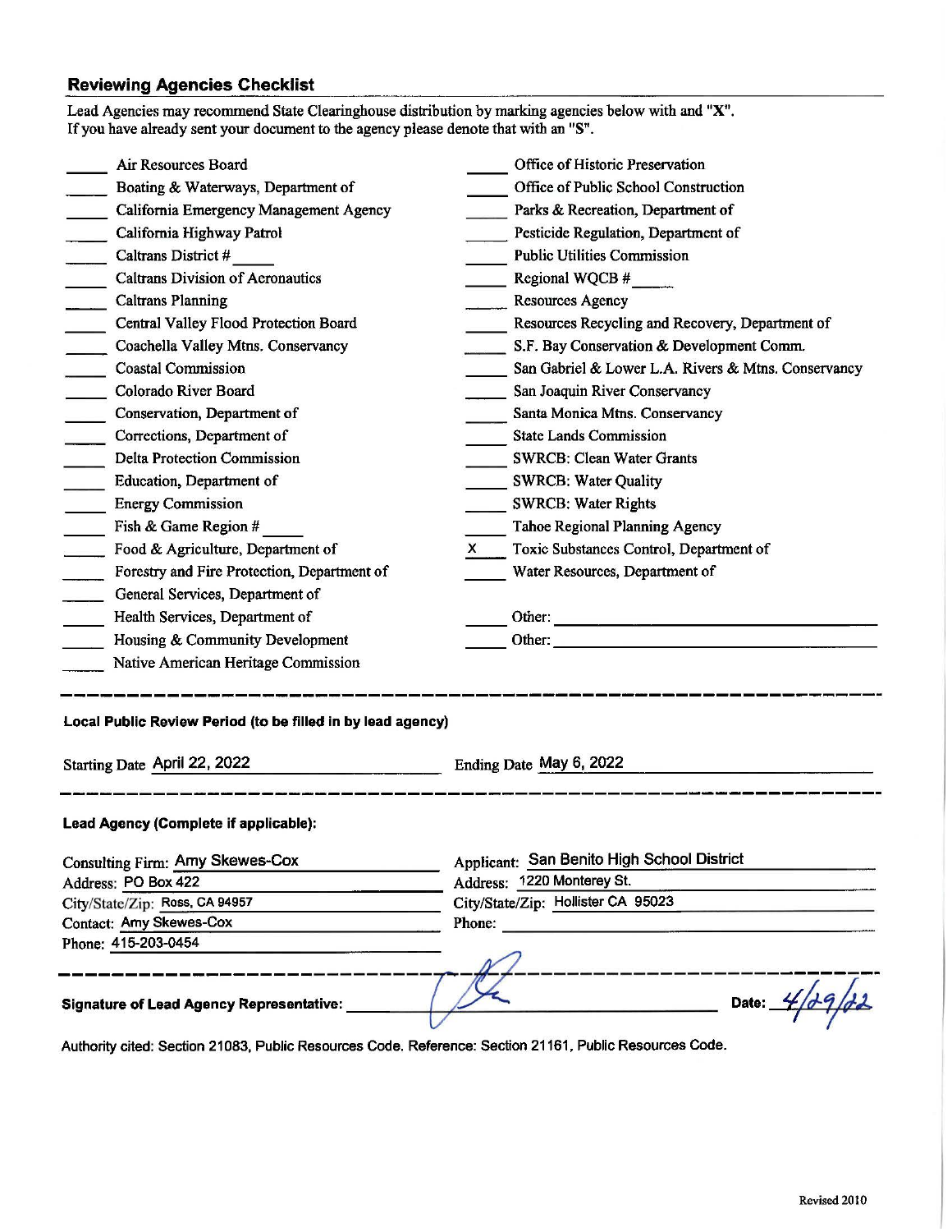## Reviewing Agencies Checklist

Lead Agencies may recommend State Clearinghouse distribution by marking agencies below with and "**X**".
If you have already sent your document to the agency please denote that with an "S".

| | | | |
|---|---|---|---|
| ____ | Air Resources Board | ____ | Office of Historic Preservation |
| ____ | Boating & Waterways, Department of | ____ | Office of Public School Construction |
| ____ | California Emergency Management Agency | ____ | Parks & Recreation, Department of |
| ____ | California Highway Patrol | ____ | Pesticide Regulation, Department of |
| ____ | Caltrans District # ____ | ____ | Public Utilities Commission |
| ____ | Caltrans Division of Aeronautics | ____ | Regional WQCB # ____ |
| ____ | Caltrans Planning | ____ | Resources Agency |
| ____ | Central Valley Flood Protection Board | ____ | Resources Recycling and Recovery, Department of |
| ____ | Coachella Valley Mtns. Conservancy | ____ | S.F. Bay Conservation & Development Comm. |
| ____ | Coastal Commission | ____ | San Gabriel & Lower L.A. Rivers & Mtns. Conservancy |
| ____ | Colorado River Board | ____ | San Joaquin River Conservancy |
| ____ | Conservation, Department of | ____ | Santa Monica Mtns. Conservancy |
| ____ | Corrections, Department of | ____ | State Lands Commission |
| ____ | Delta Protection Commission | ____ | SWRCB: Clean Water Grants |
| ____ | Education, Department of | ____ | SWRCB: Water Quality |
| ____ | Energy Commission | ____ | SWRCB: Water Rights |
| ____ | Fish & Game Region # ____ | ____ | Tahoe Regional Planning Agency |
| ____ | Food & Agriculture, Department of | X | Toxic Substances Control, Department of |
| ____ | Forestry and Fire Protection, Department of | ____ | Water Resources, Department of |
| ____ | General Services, Department of | | |
| ____ | Health Services, Department of | ____ | Other: ____________ |
| ____ | Housing & Community Development | ____ | Other: ____________ |
| ____ | Native American Heritage Commission | | |

---

**Local Public Review Period (to be filled in by lead agency)**

Starting Date April 22, 2022 Ending Date May 6, 2022

---

**Lead Agency (Complete if applicable):**

| | |
|---|---|
| Consulting Firm: Amy Skewes-Cox | Applicant: San Benito High School District |
| Address: PO Box 422 | Address: 1220 Monterey St. |
| City/State/Zip: Ross, CA 94957 | City/State/Zip: Hollister CA 95023 |
| Contact: Amy Skewes-Cox | Phone: |
| Phone: 415-203-0454 | |

---

**Signature of Lead Agency Representative:** [signature] **Date:** 4/29/22

Authority cited: Section 21083, Public Resources Code. Reference: Section 21161, Public Resources Code.

Revised 2010